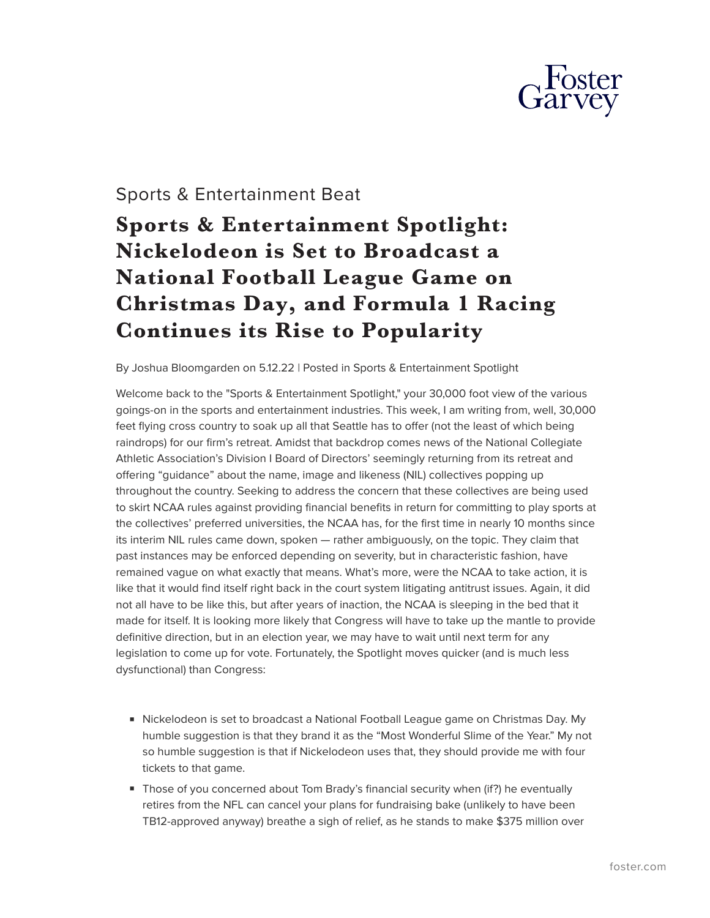Sports & Entertainment Beat

# Sports & Entertainment Spotlight: Nickelodeon is Set to Broadcast a National Football League Game on Christmas Day, and Formula 1 Racing Continues its Rise to Popularity

By Joshua Bloomgarden on 5.12.22 | Posted in Sports & Entertainment Spotlight

Welcome back to the "Sports & Entertainment Spotlight," your 30,000 foot view of the various goings-on in the sports and entertainment industries. This week, I am writing from, well, 30,000 feet flying cross country to soak up all that Seattle has to offer (not the least of which being raindrops) for our firm's retreat. Amidst that backdrop comes news of the National Collegiate Athletic Association's Division I Board of Directors' seemingly returning from its retreat and offering "guidance" about the name, image and likeness (NIL) collectives popping up throughout the country. Seeking to address the concern that these collectives are being used to skirt NCAA rules against providing financial benefits in return for committing to play sports at the collectives' preferred universities, the NCAA has, for the first time in nearly 10 months since its interim NIL rules came down, spoken — rather ambiguously, on the topic. They claim that past instances may be enforced depending on severity, but in characteristic fashion, have remained vague on what exactly that means. What's more, were the NCAA to take action, it is like that it would find itself right back in the court system litigating antitrust issues. Again, it did not all have to be like this, but after years of inaction, the NCAA is sleeping in the bed that it made for itself. It is looking more likely that Congress will have to take up the mantle to provide definitive direction, but in an election year, we may have to wait until next term for any legislation to come up for vote. Fortunately, the Spotlight moves quicker (and is much less dysfunctional) than Congress:

- Nickelodeon is set to broadcast a National Football League game on Christmas Day. My humble suggestion is that they brand it as the "Most Wonderful Slime of the Year." My not so humble suggestion is that if Nickelodeon uses that, they should provide me with four tickets to that game.
- Those of you concerned about Tom Brady's financial security when (if?) he eventually retires from the NFL can cancel your plans for fundraising bake (unlikely to have been TB12-approved anyway) breathe a sigh of relief, as he stands to make $375 million over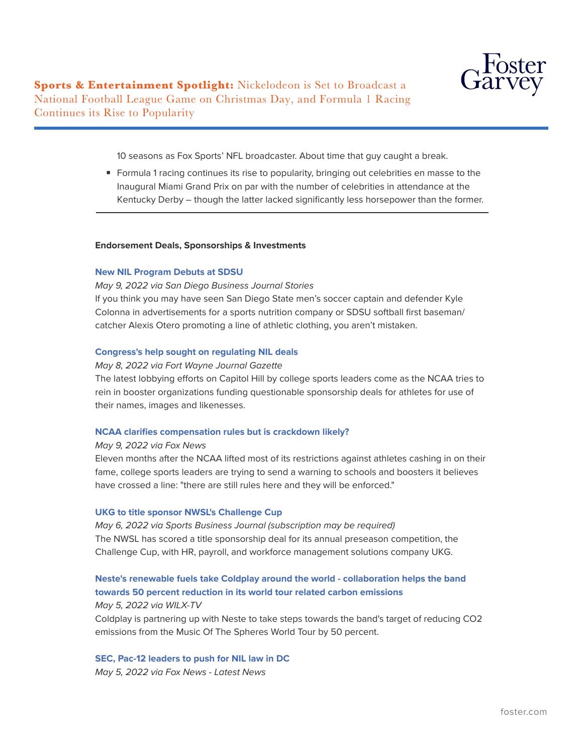10 seasons as Fox Sports' NFL broadcaster. About time that guy caught a break.

- Formula 1 racing continues its rise to popularity, bringing out celebrities en masse to the Inaugural Miami Grand Prix on par with the number of celebrities in attendance at the Kentucky Derby – though the latter lacked significantly less horsepower than the former.

---

**Endorsement Deals, Sponsorships & Investments**

**New NIL Program Debuts at SDSU**
*May 9, 2022 via San Diego Business Journal Stories*
If you think you may have seen San Diego State men's soccer captain and defender Kyle Colonna in advertisements for a sports nutrition company or SDSU softball first baseman/catcher Alexis Otero promoting a line of athletic clothing, you aren't mistaken.

**Congress's help sought on regulating NIL deals**
*May 8, 2022 via Fort Wayne Journal Gazette*
The latest lobbying efforts on Capitol Hill by college sports leaders come as the NCAA tries to rein in booster organizations funding questionable sponsorship deals for athletes for use of their names, images and likenesses.

**NCAA clarifies compensation rules but is crackdown likely?**
*May 9, 2022 via Fox News*
Eleven months after the NCAA lifted most of its restrictions against athletes cashing in on their fame, college sports leaders are trying to send a warning to schools and boosters it believes have crossed a line: "there are still rules here and they will be enforced."

**UKG to title sponsor NWSL's Challenge Cup**
*May 6, 2022 via Sports Business Journal (subscription may be required)*
The NWSL has scored a title sponsorship deal for its annual preseason competition, the Challenge Cup, with HR, payroll, and workforce management solutions company UKG.

**Neste's renewable fuels take Coldplay around the world - collaboration helps the band towards 50 percent reduction in its world tour related carbon emissions**
*May 5, 2022 via WILX-TV*
Coldplay is partnering up with Neste to take steps towards the band's target of reducing CO2 emissions from the Music Of The Spheres World Tour by 50 percent.

**SEC, Pac-12 leaders to push for NIL law in DC**
*May 5, 2022 via Fox News - Latest News*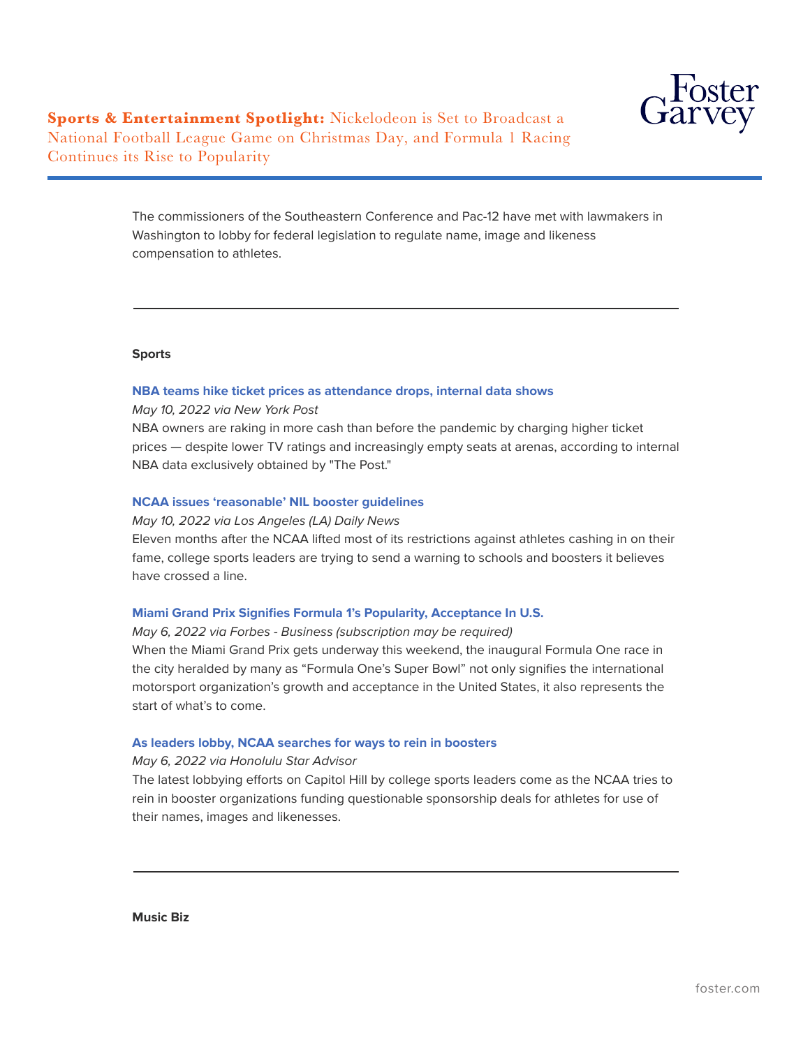The commissioners of the Southeastern Conference and Pac-12 have met with lawmakers in Washington to lobby for federal legislation to regulate name, image and likeness compensation to athletes.

---

**Sports**

**NBA teams hike ticket prices as attendance drops, internal data shows**

*May 10, 2022 via New York Post*

NBA owners are raking in more cash than before the pandemic by charging higher ticket prices — despite lower TV ratings and increasingly empty seats at arenas, according to internal NBA data exclusively obtained by "The Post."

**NCAA issues 'reasonable' NIL booster guidelines**

*May 10, 2022 via Los Angeles (LA) Daily News*

Eleven months after the NCAA lifted most of its restrictions against athletes cashing in on their fame, college sports leaders are trying to send a warning to schools and boosters it believes have crossed a line.

**Miami Grand Prix Signifies Formula 1's Popularity, Acceptance In U.S.**

*May 6, 2022 via Forbes - Business (subscription may be required)*

When the Miami Grand Prix gets underway this weekend, the inaugural Formula One race in the city heralded by many as "Formula One's Super Bowl" not only signifies the international motorsport organization's growth and acceptance in the United States, it also represents the start of what's to come.

**As leaders lobby, NCAA searches for ways to rein in boosters**

*May 6, 2022 via Honolulu Star Advisor*

The latest lobbying efforts on Capitol Hill by college sports leaders come as the NCAA tries to rein in booster organizations funding questionable sponsorship deals for athletes for use of their names, images and likenesses.

---

**Music Biz**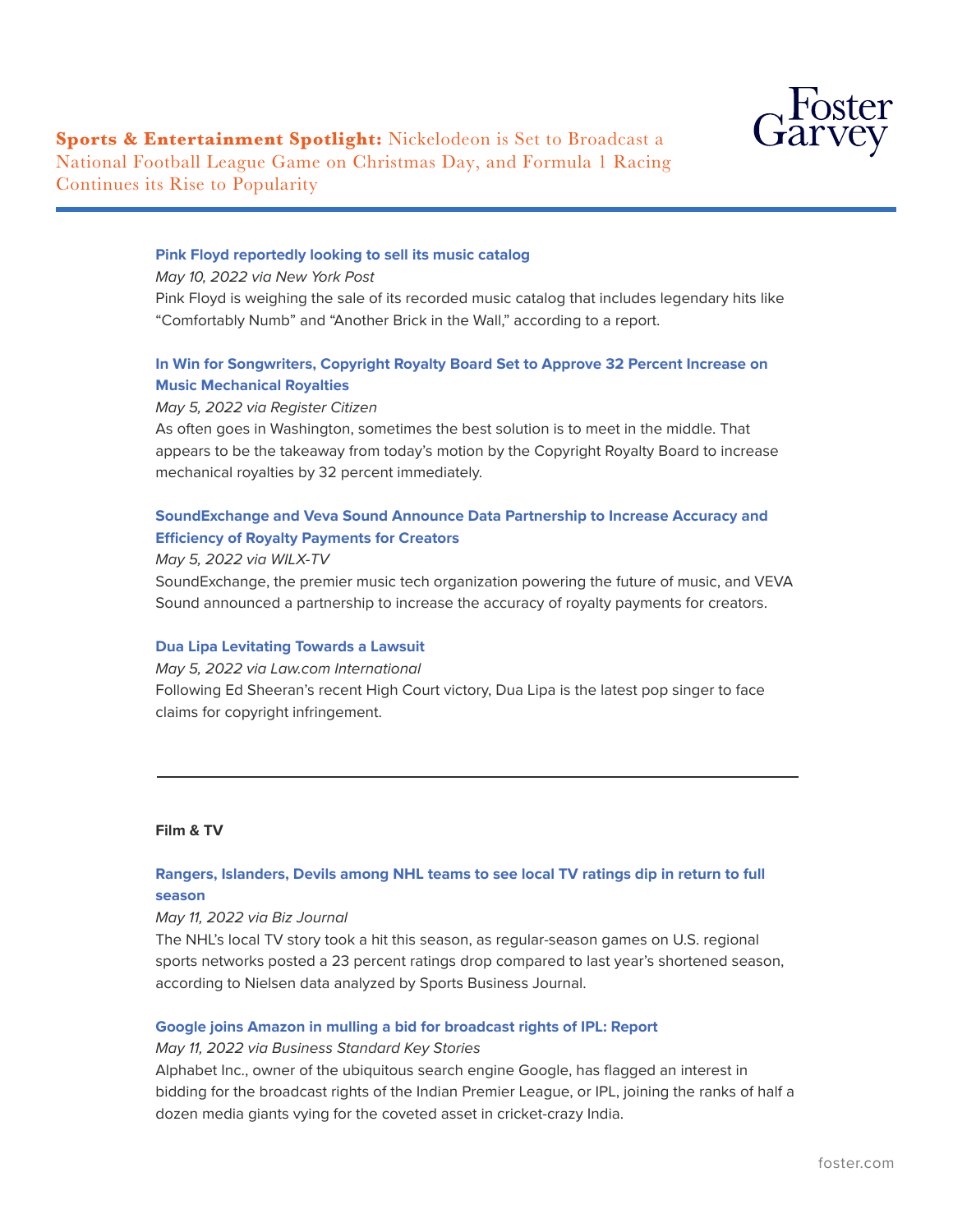**Pink Floyd reportedly looking to sell its music catalog**

*May 10, 2022 via New York Post*

Pink Floyd is weighing the sale of its recorded music catalog that includes legendary hits like "Comfortably Numb" and "Another Brick in the Wall," according to a report.

**In Win for Songwriters, Copyright Royalty Board Set to Approve 32 Percent Increase on Music Mechanical Royalties**

*May 5, 2022 via Register Citizen*

As often goes in Washington, sometimes the best solution is to meet in the middle. That appears to be the takeaway from today's motion by the Copyright Royalty Board to increase mechanical royalties by 32 percent immediately.

**SoundExchange and Veva Sound Announce Data Partnership to Increase Accuracy and Efficiency of Royalty Payments for Creators**

*May 5, 2022 via WILX-TV*

SoundExchange, the premier music tech organization powering the future of music, and VEVA Sound announced a partnership to increase the accuracy of royalty payments for creators.

**Dua Lipa Levitating Towards a Lawsuit**

*May 5, 2022 via Law.com International*

Following Ed Sheeran's recent High Court victory, Dua Lipa is the latest pop singer to face claims for copyright infringement.

---

**Film & TV**

**Rangers, Islanders, Devils among NHL teams to see local TV ratings dip in return to full season**

*May 11, 2022 via Biz Journal*

The NHL's local TV story took a hit this season, as regular-season games on U.S. regional sports networks posted a 23 percent ratings drop compared to last year's shortened season, according to Nielsen data analyzed by Sports Business Journal.

**Google joins Amazon in mulling a bid for broadcast rights of IPL: Report**

*May 11, 2022 via Business Standard Key Stories*

Alphabet Inc., owner of the ubiquitous search engine Google, has flagged an interest in bidding for the broadcast rights of the Indian Premier League, or IPL, joining the ranks of half a dozen media giants vying for the coveted asset in cricket-crazy India.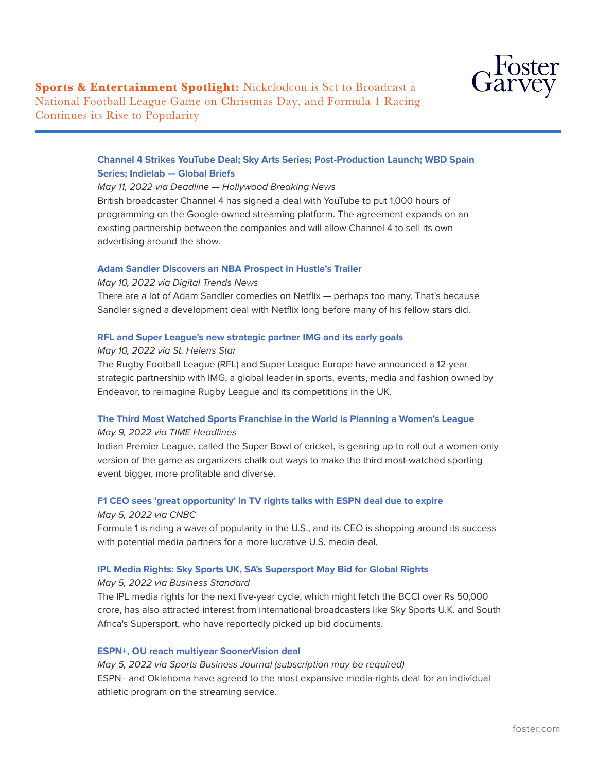**Sports & Entertainment Spotlight:** Nickelodeon is Set to Broadcast a National Football League Game on Christmas Day, and Formula 1 Racing Continues its Rise to Popularity

### Channel 4 Strikes YouTube Deal; Sky Arts Series; Post-Production Launch; WBD Spain Series; Indielab — Global Briefs

*May 11, 2022 via Deadline — Hollywood Breaking News*

British broadcaster Channel 4 has signed a deal with YouTube to put 1,000 hours of programming on the Google-owned streaming platform. The agreement expands on an existing partnership between the companies and will allow Channel 4 to sell its own advertising around the show.

### Adam Sandler Discovers an NBA Prospect in Hustle's Trailer

*May 10, 2022 via Digital Trends News*

There are a lot of Adam Sandler comedies on Netflix — perhaps too many. That's because Sandler signed a development deal with Netflix long before many of his fellow stars did.

### RFL and Super League's new strategic partner IMG and its early goals

*May 10, 2022 via St. Helens Star*

The Rugby Football League (RFL) and Super League Europe have announced a 12-year strategic partnership with IMG, a global leader in sports, events, media and fashion owned by Endeavor, to reimagine Rugby League and its competitions in the UK.

### The Third Most Watched Sports Franchise in the World Is Planning a Women's League

*May 9, 2022 via TIME Headlines*

Indian Premier League, called the Super Bowl of cricket, is gearing up to roll out a women-only version of the game as organizers chalk out ways to make the third most-watched sporting event bigger, more profitable and diverse.

### F1 CEO sees 'great opportunity' in TV rights talks with ESPN deal due to expire

*May 5, 2022 via CNBC*

Formula 1 is riding a wave of popularity in the U.S., and its CEO is shopping around its success with potential media partners for a more lucrative U.S. media deal.

### IPL Media Rights: Sky Sports UK, SA's Supersport May Bid for Global Rights

*May 5, 2022 via Business Standard*

The IPL media rights for the next five-year cycle, which might fetch the BCCI over Rs 50,000 crore, has also attracted interest from international broadcasters like Sky Sports U.K. and South Africa's Supersport, who have reportedly picked up bid documents.

### ESPN+, OU reach multiyear SoonerVision deal

*May 5, 2022 via Sports Business Journal (subscription may be required)*

ESPN+ and Oklahoma have agreed to the most expansive media-rights deal for an individual athletic program on the streaming service.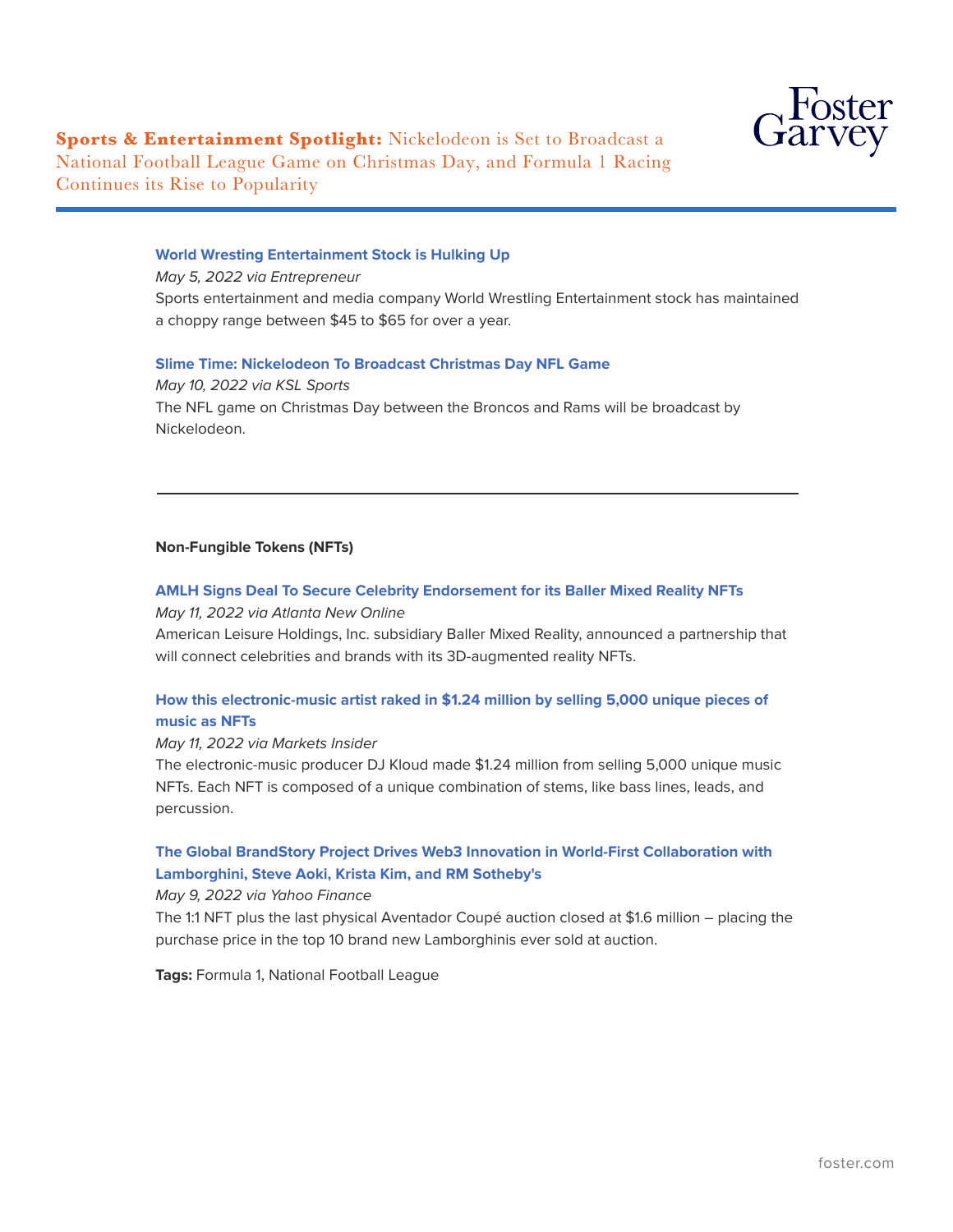**Sports & Entertainment Spotlight:** Nickelodeon is Set to Broadcast a National Football League Game on Christmas Day, and Formula 1 Racing Continues its Rise to Popularity

**World Wresting Entertainment Stock is Hulking Up**

*May 5, 2022 via Entrepreneur*

Sports entertainment and media company World Wrestling Entertainment stock has maintained a choppy range between $45 to $65 for over a year.

**Slime Time: Nickelodeon To Broadcast Christmas Day NFL Game**

*May 10, 2022 via KSL Sports*

The NFL game on Christmas Day between the Broncos and Rams will be broadcast by Nickelodeon.

---

**Non-Fungible Tokens (NFTs)**

**AMLH Signs Deal To Secure Celebrity Endorsement for its Baller Mixed Reality NFTs**

*May 11, 2022 via Atlanta New Online*

American Leisure Holdings, Inc. subsidiary Baller Mixed Reality, announced a partnership that will connect celebrities and brands with its 3D-augmented reality NFTs.

**How this electronic-music artist raked in $1.24 million by selling 5,000 unique pieces of music as NFTs**

*May 11, 2022 via Markets Insider*

The electronic-music producer DJ Kloud made $1.24 million from selling 5,000 unique music NFTs. Each NFT is composed of a unique combination of stems, like bass lines, leads, and percussion.

**The Global BrandStory Project Drives Web3 Innovation in World-First Collaboration with Lamborghini, Steve Aoki, Krista Kim, and RM Sotheby's**

*May 9, 2022 via Yahoo Finance*

The 1:1 NFT plus the last physical Aventador Coupé auction closed at $1.6 million – placing the purchase price in the top 10 brand new Lamborghinis ever sold at auction.

**Tags:** Formula 1, National Football League